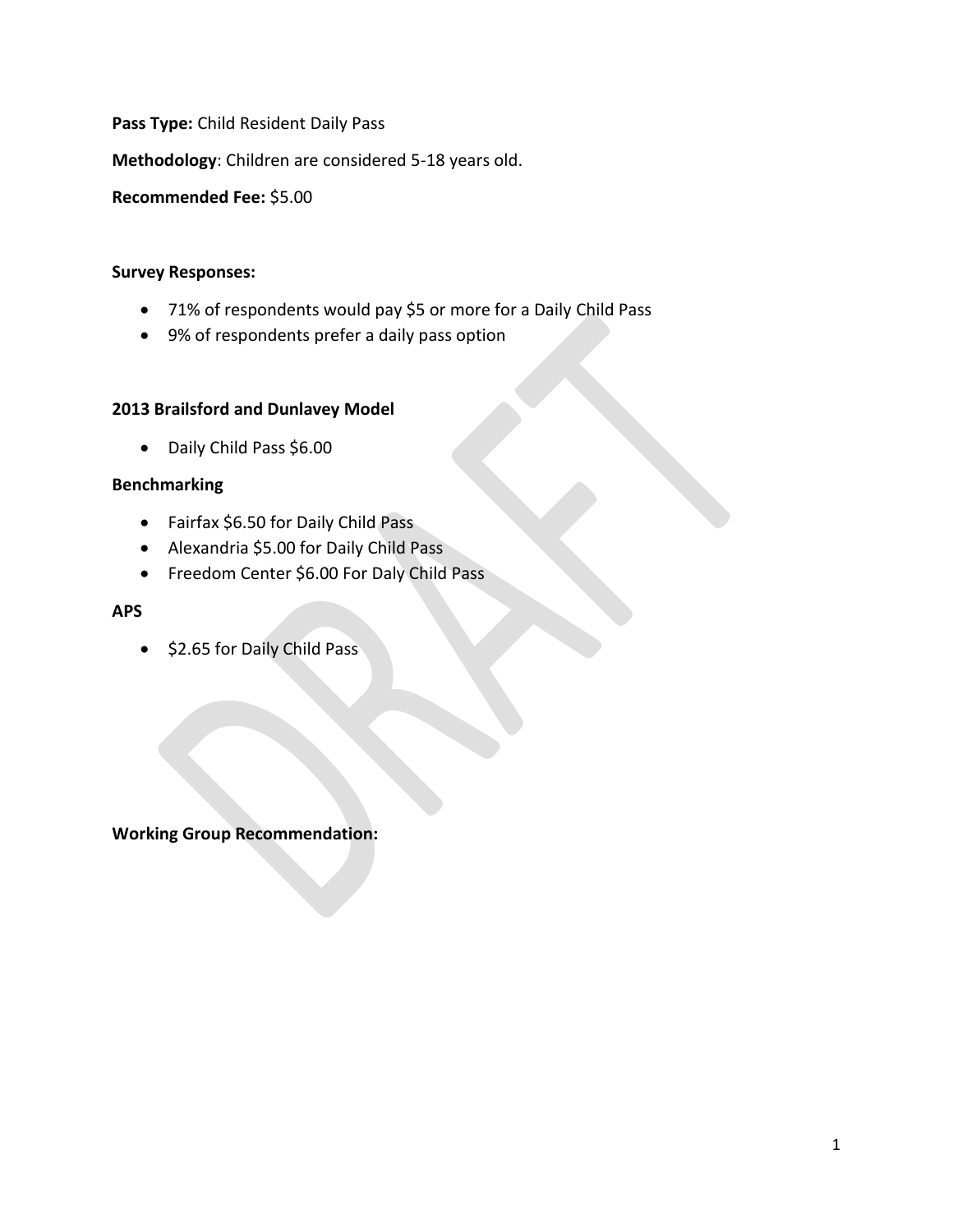**Pass Type:** Child Resident Daily Pass

**Methodology**: Children are considered 5-18 years old.

**Recommended Fee:** $5.00

**Survey Responses:**

- 71% of respondents would pay $5 or more for a Daily Child Pass
- 9% of respondents prefer a daily pass option

**2013 Brailsford and Dunlavey Model**

- Daily Child Pass $6.00

**Benchmarking**

- Fairfax $6.50 for Daily Child Pass
- Alexandria $5.00 for Daily Child Pass
- Freedom Center $6.00 For Daly Child Pass

**APS**

- $2.65 for Daily Child Pass

**Working Group Recommendation:**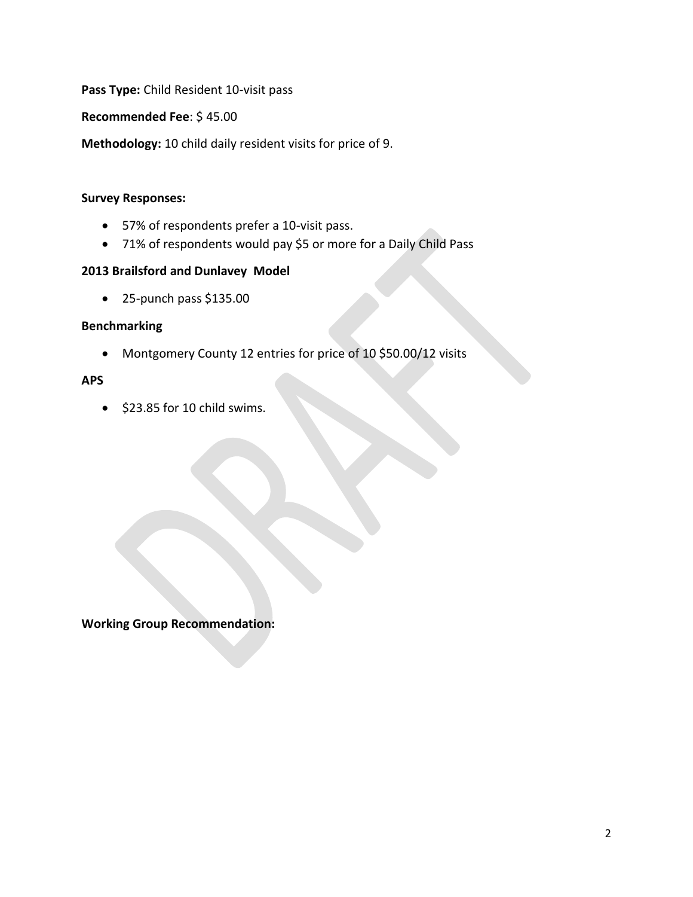**Pass Type:** Child Resident 10-visit pass

**Recommended Fee**: $ 45.00

**Methodology:** 10 child daily resident visits for price of 9.

**Survey Responses:**

- 57% of respondents prefer a 10-visit pass.
- 71% of respondents would pay $5 or more for a Daily Child Pass

**2013 Brailsford and Dunlavey Model**

- 25-punch pass $135.00

**Benchmarking**

- Montgomery County 12 entries for price of 10 $50.00/12 visits

**APS**

- $23.85 for 10 child swims.

**Working Group Recommendation:**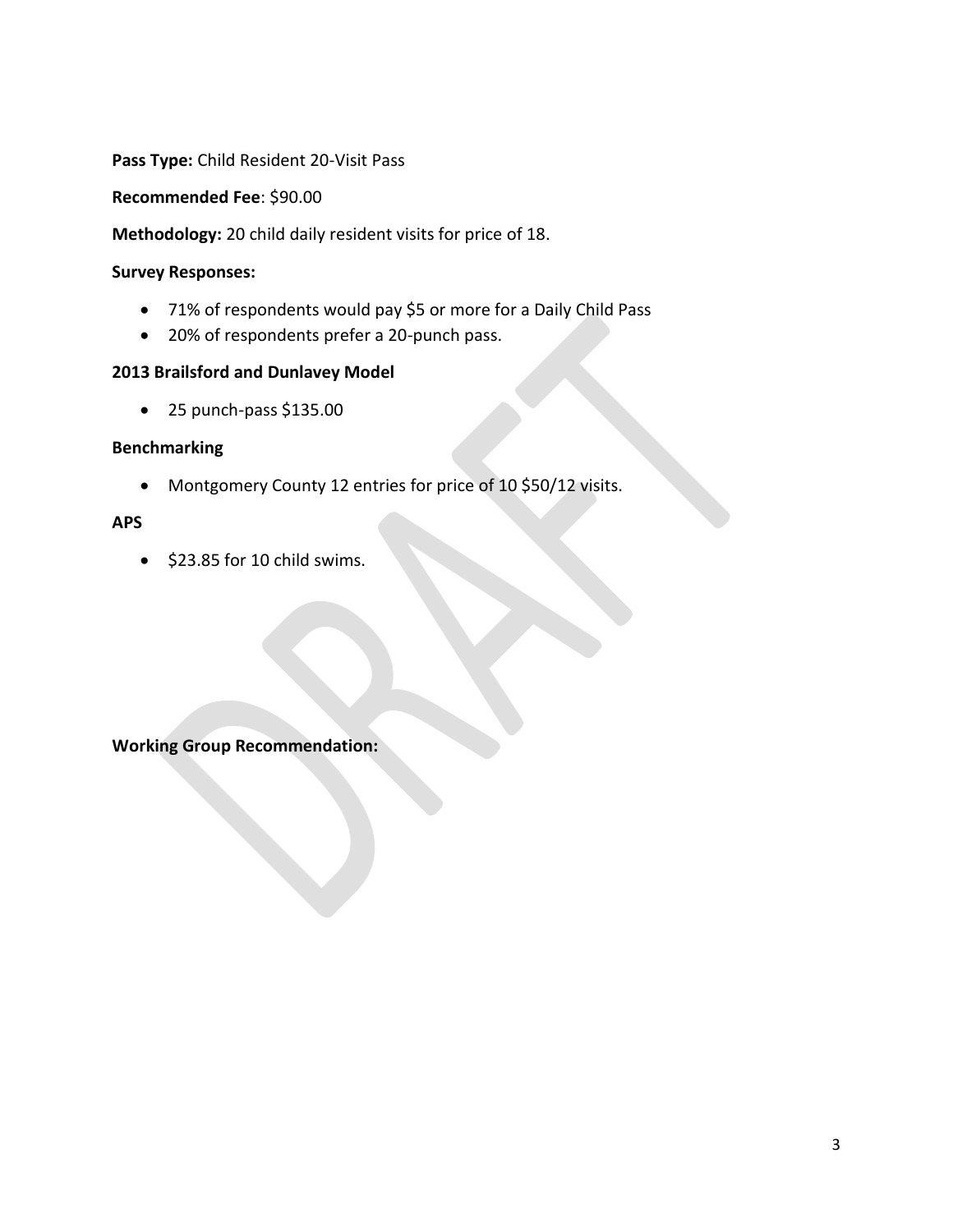**Pass Type:** Child Resident 20-Visit Pass

**Recommended Fee**: $90.00

**Methodology:** 20 child daily resident visits for price of 18.

**Survey Responses:**

- 71% of respondents would pay $5 or more for a Daily Child Pass
- 20% of respondents prefer a 20-punch pass.

**2013 Brailsford and Dunlavey Model**

- 25 punch-pass $135.00

**Benchmarking**

- Montgomery County 12 entries for price of 10 $50/12 visits.

**APS**

- $23.85 for 10 child swims.

**Working Group Recommendation:**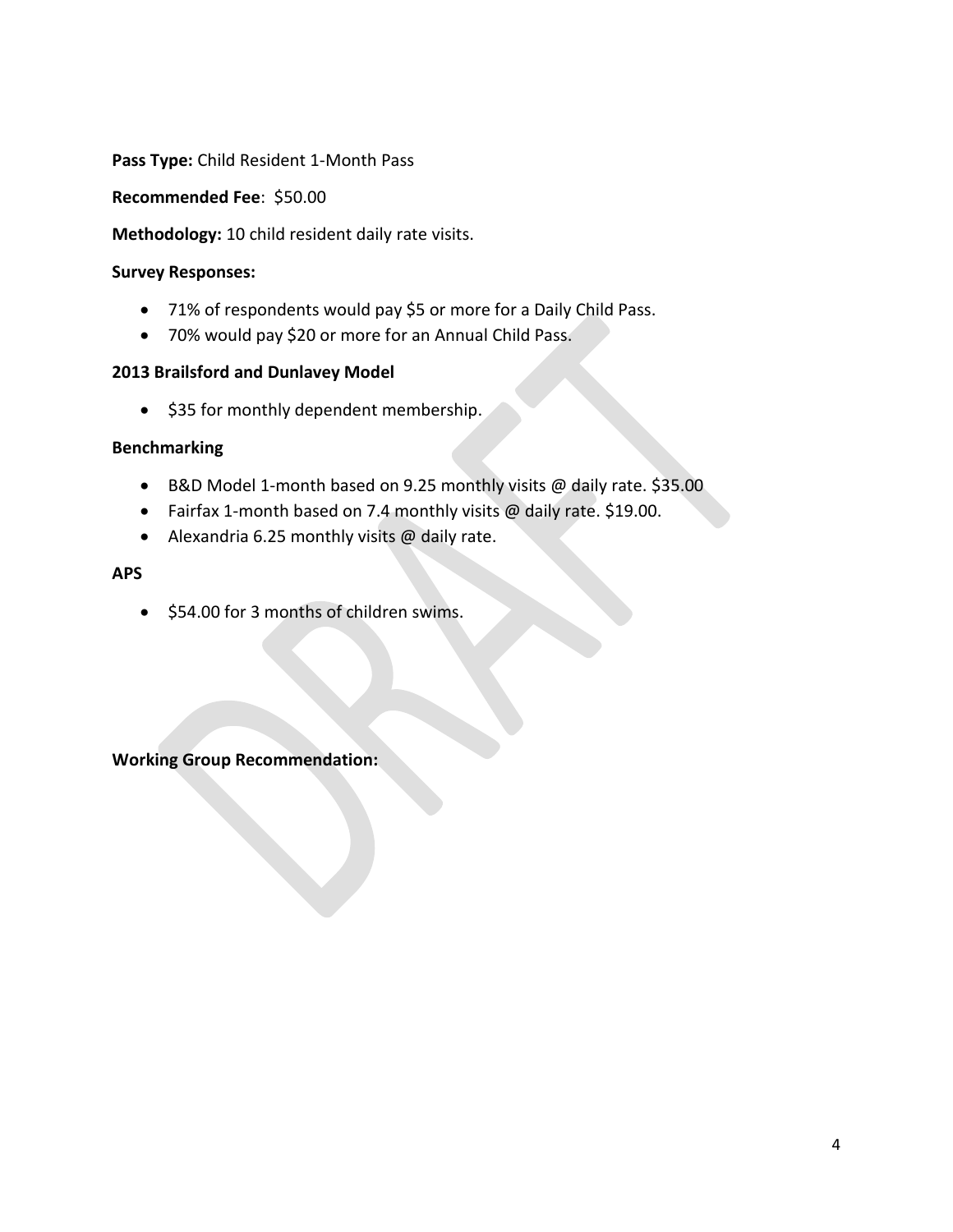**Pass Type:** Child Resident 1-Month Pass

**Recommended Fee**: $50.00

**Methodology:** 10 child resident daily rate visits.

**Survey Responses:**

- 71% of respondents would pay $5 or more for a Daily Child Pass.
- 70% would pay $20 or more for an Annual Child Pass.

**2013 Brailsford and Dunlavey Model**

- $35 for monthly dependent membership.

**Benchmarking**

- B&D Model 1-month based on 9.25 monthly visits @ daily rate. $35.00
- Fairfax 1-month based on 7.4 monthly visits @ daily rate. $19.00.
- Alexandria 6.25 monthly visits @ daily rate.

**APS**

- $54.00 for 3 months of children swims.

**Working Group Recommendation:**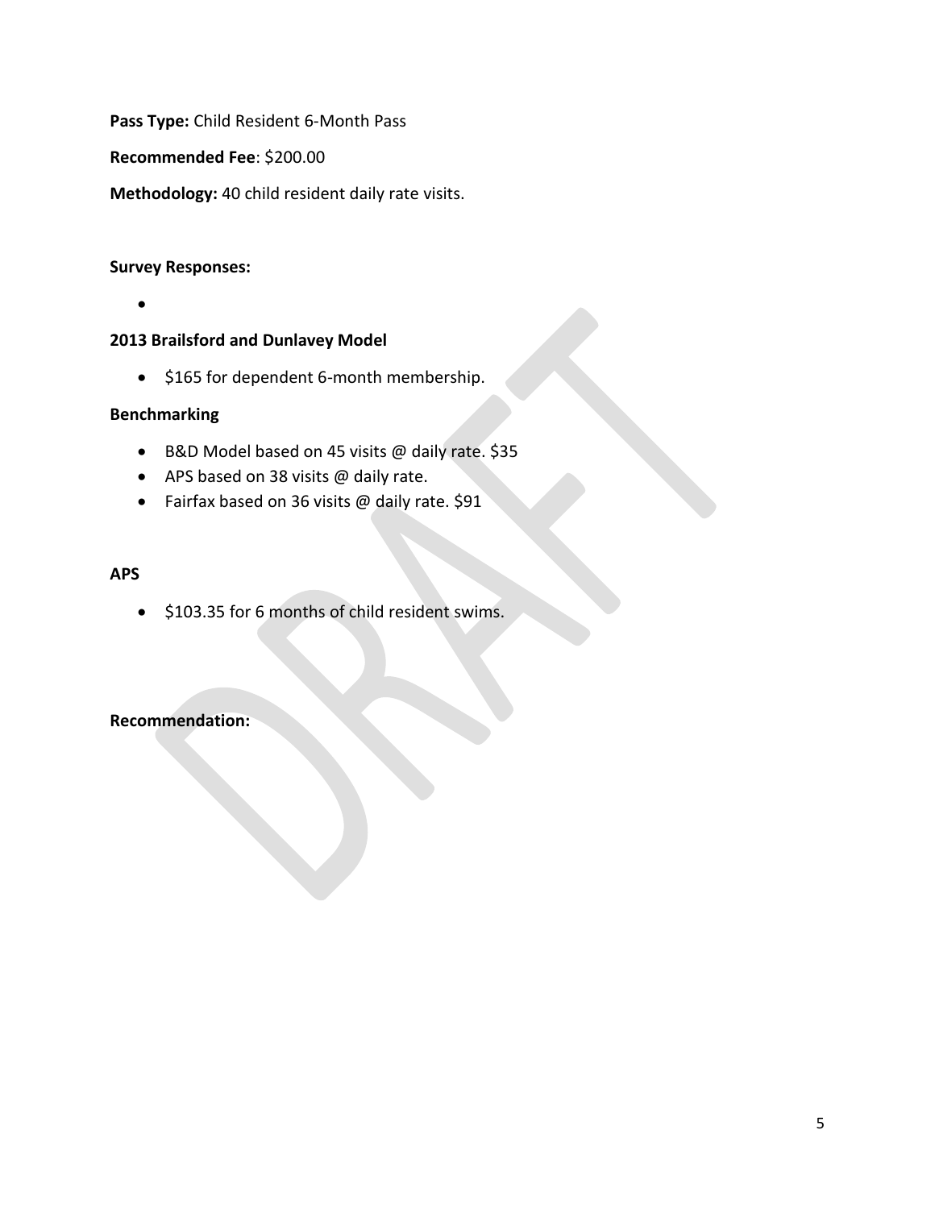**Pass Type:** Child Resident 6-Month Pass

**Recommended Fee**: $200.00

**Methodology:** 40 child resident daily rate visits.

**Survey Responses:**

- 

**2013 Brailsford and Dunlavey Model**

- $165 for dependent 6-month membership.

**Benchmarking**

- B&D Model based on 45 visits @ daily rate. $35
- APS based on 38 visits @ daily rate.
- Fairfax based on 36 visits @ daily rate. $91

**APS**

- $103.35 for 6 months of child resident swims.

**Recommendation:**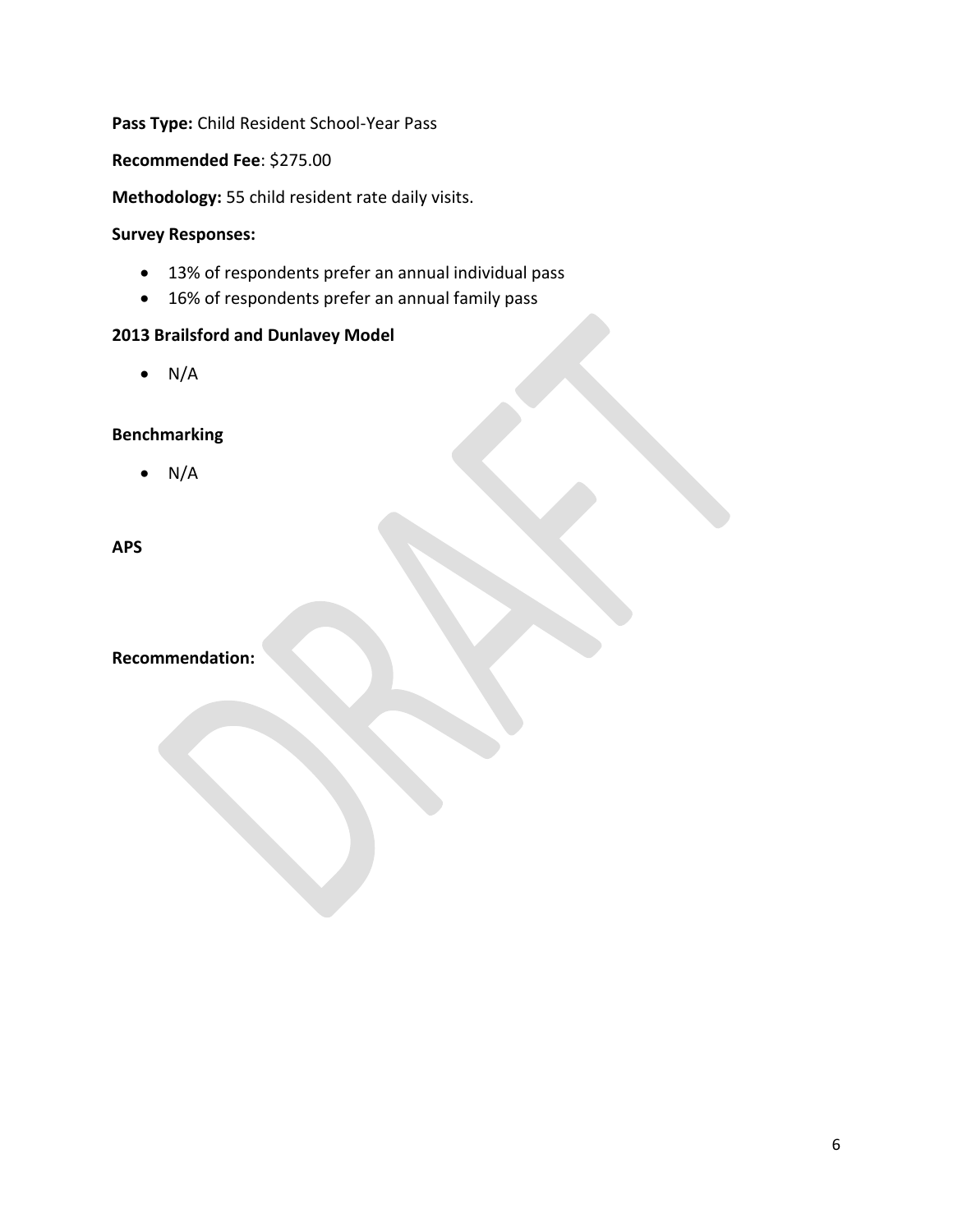**Pass Type:** Child Resident School-Year Pass

**Recommended Fee**: $275.00

**Methodology:** 55 child resident rate daily visits.

**Survey Responses:**

- 13% of respondents prefer an annual individual pass
- 16% of respondents prefer an annual family pass

**2013 Brailsford and Dunlavey Model**

- N/A

**Benchmarking**

- N/A

**APS**

**Recommendation:**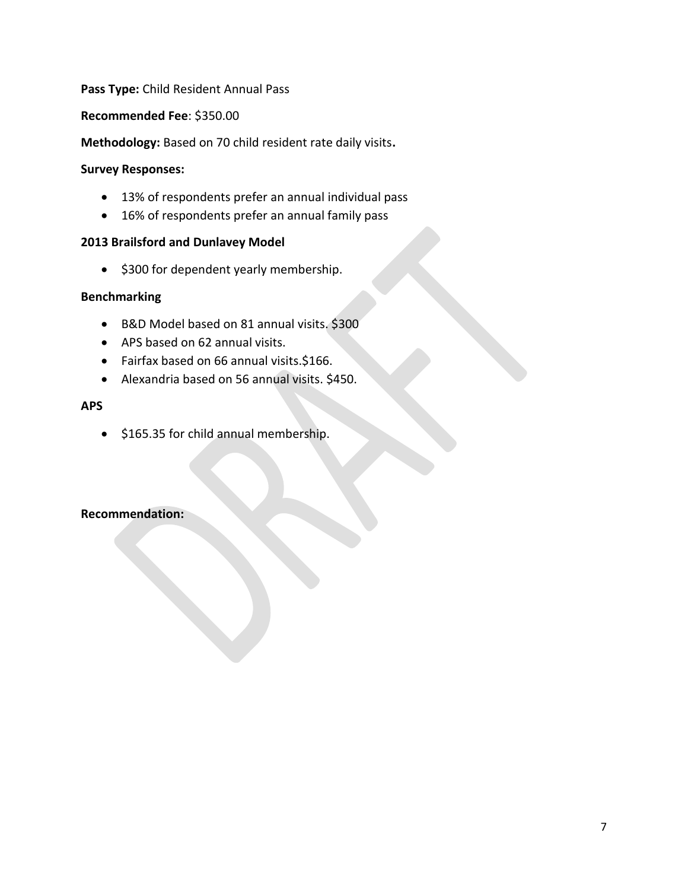**Pass Type:** Child Resident Annual Pass

**Recommended Fee**: $350.00

**Methodology:** Based on 70 child resident rate daily visits**.**

**Survey Responses:**

- 13% of respondents prefer an annual individual pass
- 16% of respondents prefer an annual family pass

**2013 Brailsford and Dunlavey Model**

- $300 for dependent yearly membership.

**Benchmarking**

- B&D Model based on 81 annual visits. $300
- APS based on 62 annual visits.
- Fairfax based on 66 annual visits.$166.
- Alexandria based on 56 annual visits. $450.

**APS**

- $165.35 for child annual membership.

**Recommendation:**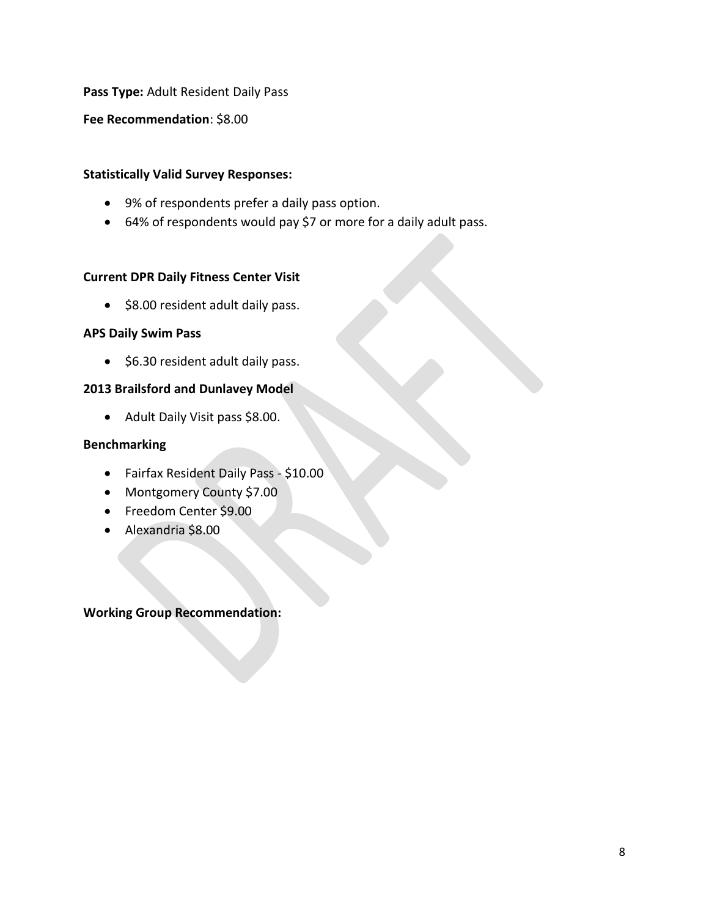**Pass Type:** Adult Resident Daily Pass

**Fee Recommendation**: $8.00

**Statistically Valid Survey Responses:**

- 9% of respondents prefer a daily pass option.
- 64% of respondents would pay $7 or more for a daily adult pass.

**Current DPR Daily Fitness Center Visit**

- $8.00 resident adult daily pass.

**APS Daily Swim Pass**

- $6.30 resident adult daily pass.

**2013 Brailsford and Dunlavey Model**

- Adult Daily Visit pass $8.00.

**Benchmarking**

- Fairfax Resident Daily Pass - $10.00
- Montgomery County $7.00
- Freedom Center $9.00
- Alexandria $8.00

**Working Group Recommendation:**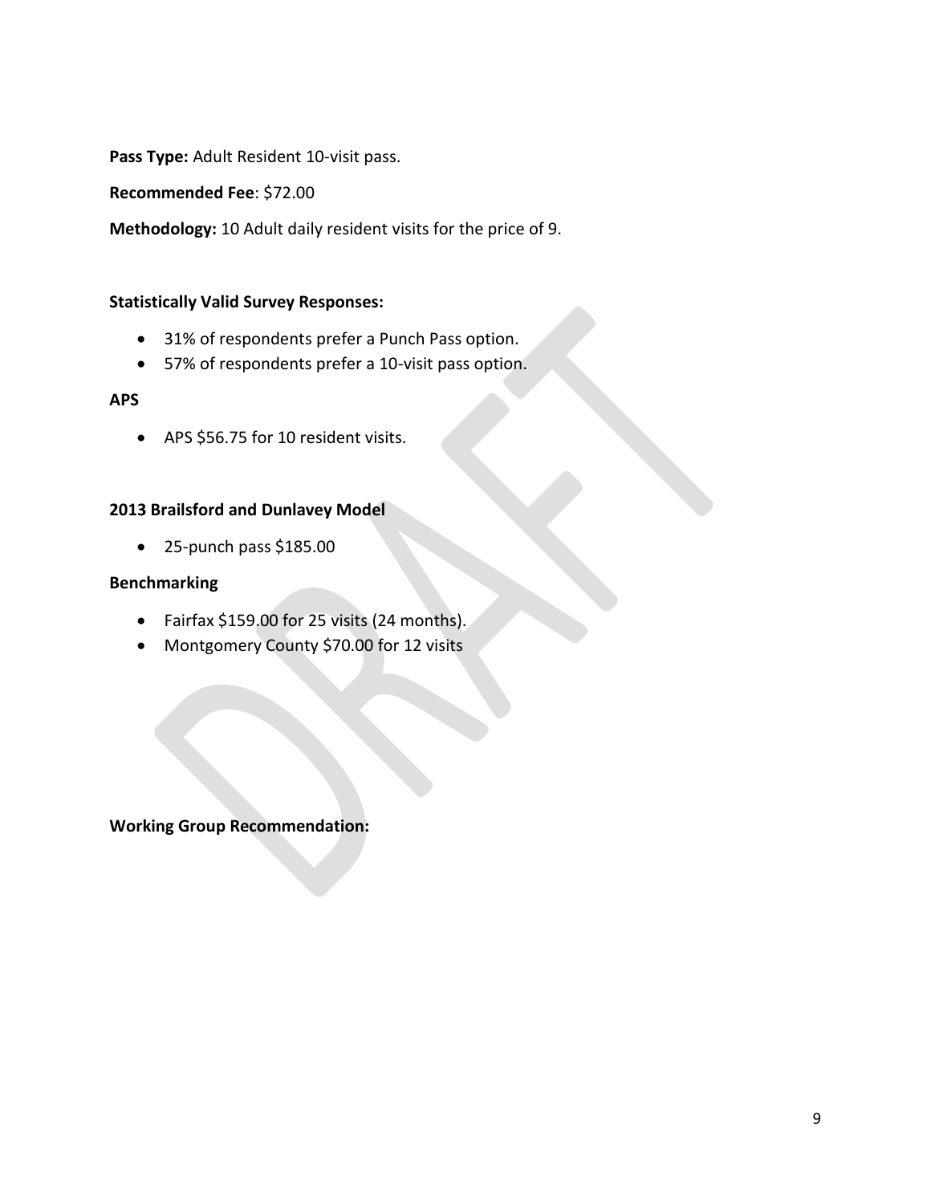**Pass Type:** Adult Resident 10-visit pass.

**Recommended Fee**: $72.00

**Methodology:** 10 Adult daily resident visits for the price of 9.

**Statistically Valid Survey Responses:**

- 31% of respondents prefer a Punch Pass option.
- 57% of respondents prefer a 10-visit pass option.

**APS**

- APS $56.75 for 10 resident visits.

**2013 Brailsford and Dunlavey Model**

- 25-punch pass $185.00

**Benchmarking**

- Fairfax $159.00 for 25 visits (24 months).
- Montgomery County $70.00 for 12 visits

**Working Group Recommendation:**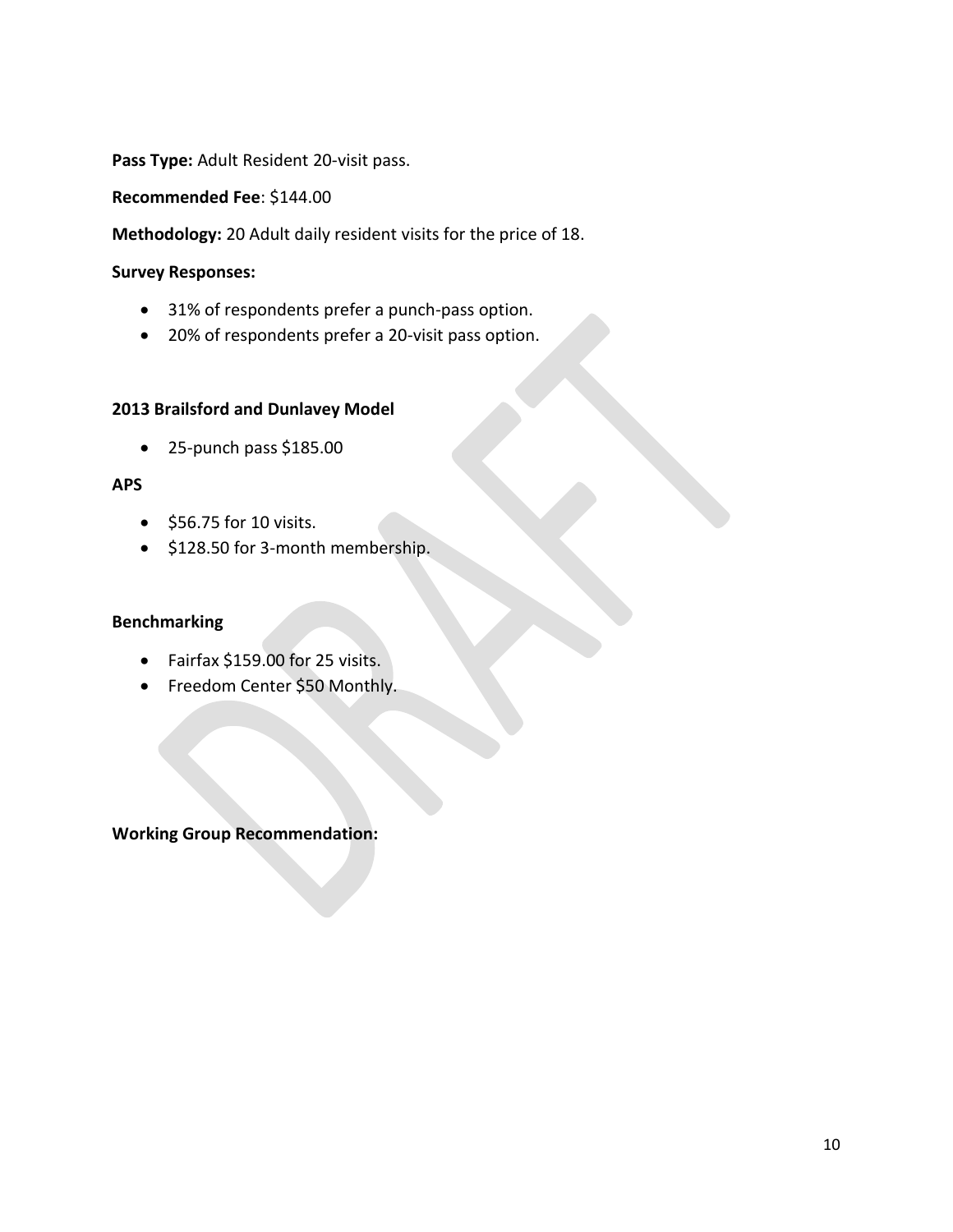**Pass Type:** Adult Resident 20-visit pass.

**Recommended Fee**: $144.00

**Methodology:** 20 Adult daily resident visits for the price of 18.

**Survey Responses:**

- 31% of respondents prefer a punch-pass option.
- 20% of respondents prefer a 20-visit pass option.

**2013 Brailsford and Dunlavey Model**

- 25-punch pass $185.00

**APS**

- $56.75 for 10 visits.
- $128.50 for 3-month membership.

**Benchmarking**

- Fairfax $159.00 for 25 visits.
- Freedom Center $50 Monthly.

**Working Group Recommendation:**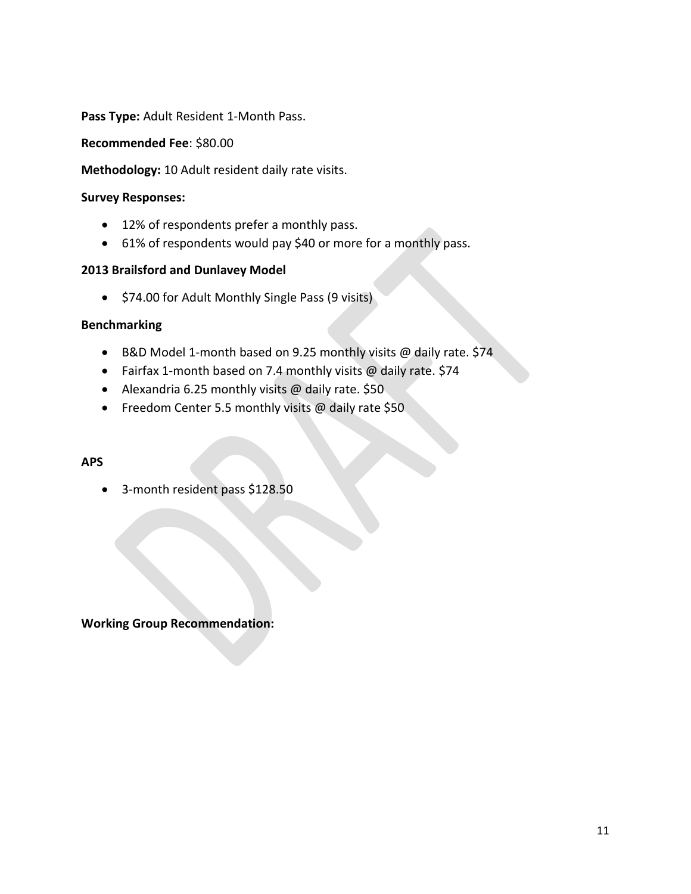**Pass Type:** Adult Resident 1-Month Pass.

**Recommended Fee**: $80.00

**Methodology:** 10 Adult resident daily rate visits.

**Survey Responses:**

- 12% of respondents prefer a monthly pass.
- 61% of respondents would pay $40 or more for a monthly pass.

**2013 Brailsford and Dunlavey Model**

- $74.00 for Adult Monthly Single Pass (9 visits)

**Benchmarking**

- B&D Model 1-month based on 9.25 monthly visits @ daily rate. $74
- Fairfax 1-month based on 7.4 monthly visits @ daily rate. $74
- Alexandria 6.25 monthly visits @ daily rate. $50
- Freedom Center 5.5 monthly visits @ daily rate $50

**APS**

- 3-month resident pass $128.50

**Working Group Recommendation:**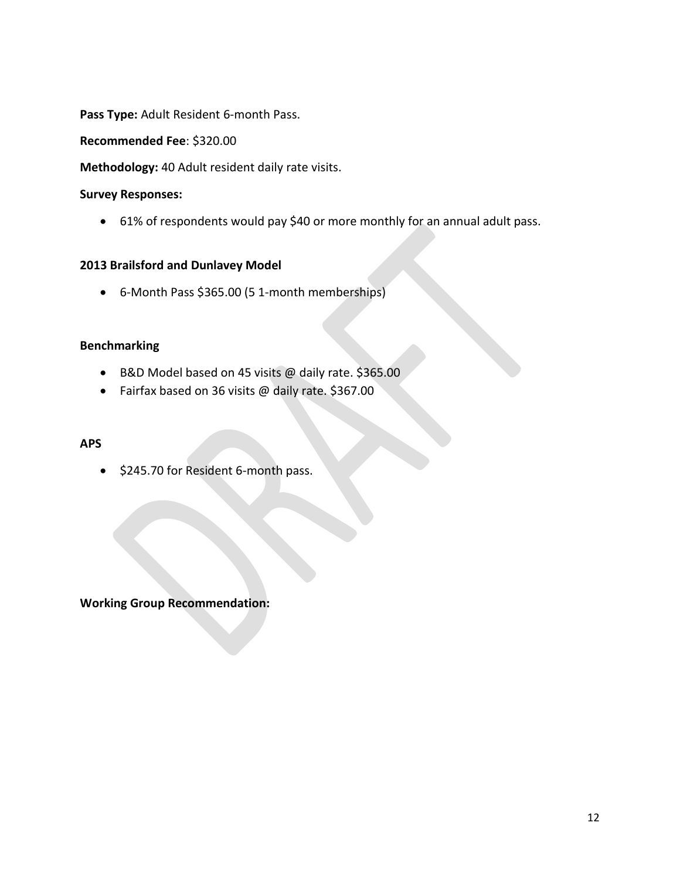**Pass Type:** Adult Resident 6-month Pass.

**Recommended Fee**: $320.00

**Methodology:** 40 Adult resident daily rate visits.

**Survey Responses:**

- 61% of respondents would pay $40 or more monthly for an annual adult pass.

**2013 Brailsford and Dunlavey Model**

- 6-Month Pass $365.00 (5 1-month memberships)

**Benchmarking**

- B&D Model based on 45 visits @ daily rate. $365.00
- Fairfax based on 36 visits @ daily rate. $367.00

**APS**

- $245.70 for Resident 6-month pass.

**Working Group Recommendation:**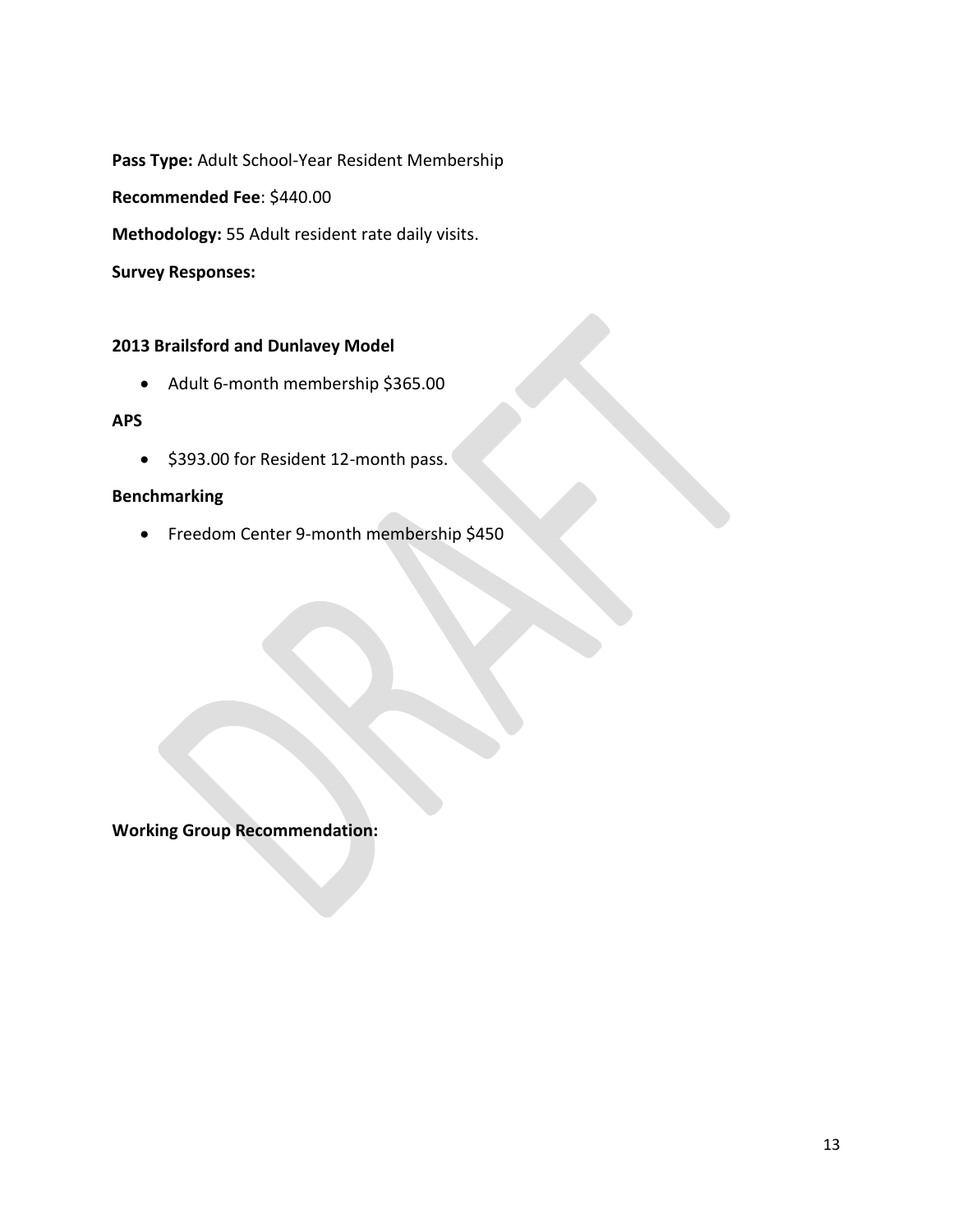**Pass Type:** Adult School-Year Resident Membership

**Recommended Fee**: $440.00

**Methodology:** 55 Adult resident rate daily visits.

**Survey Responses:**

**2013 Brailsford and Dunlavey Model**

- Adult 6-month membership $365.00

**APS**

- $393.00 for Resident 12-month pass.

**Benchmarking**

- Freedom Center 9-month membership $450

**Working Group Recommendation:**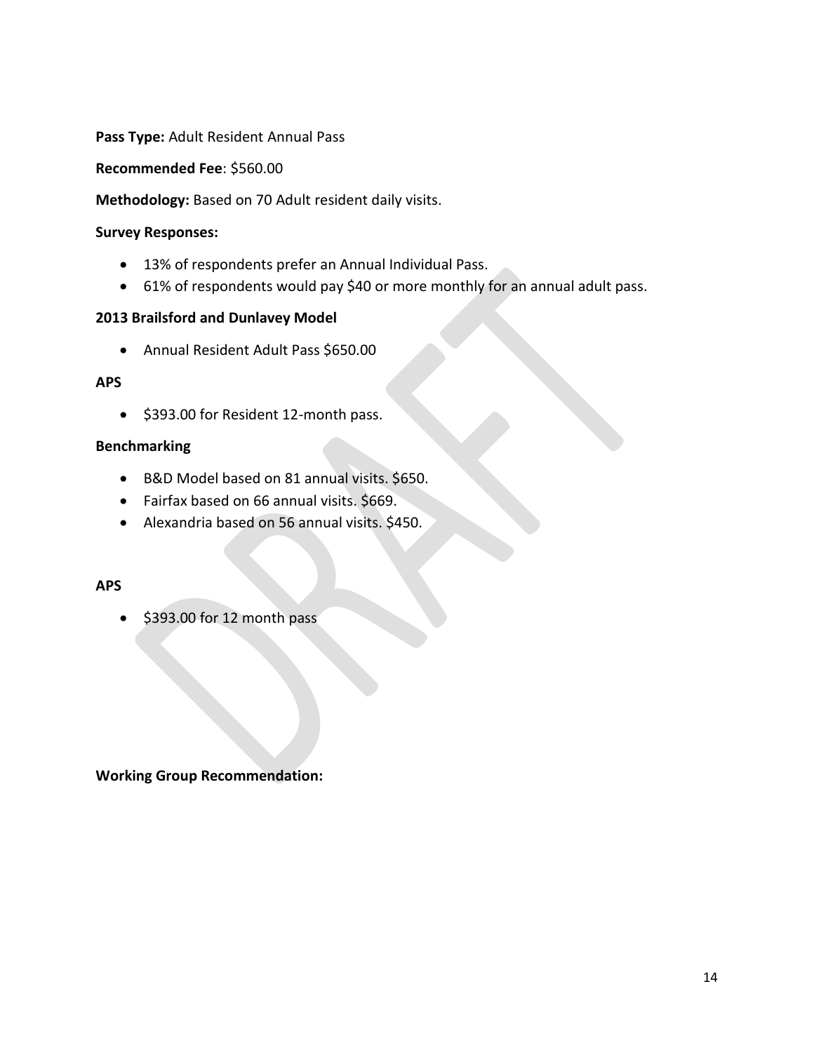**Pass Type:** Adult Resident Annual Pass

**Recommended Fee**: $560.00

**Methodology:** Based on 70 Adult resident daily visits.

**Survey Responses:**

- 13% of respondents prefer an Annual Individual Pass.
- 61% of respondents would pay $40 or more monthly for an annual adult pass.

**2013 Brailsford and Dunlavey Model**

- Annual Resident Adult Pass $650.00

**APS**

- $393.00 for Resident 12-month pass.

**Benchmarking**

- B&D Model based on 81 annual visits. $650.
- Fairfax based on 66 annual visits. $669.
- Alexandria based on 56 annual visits. $450.

**APS**

- $393.00 for 12 month pass

**Working Group Recommendation:**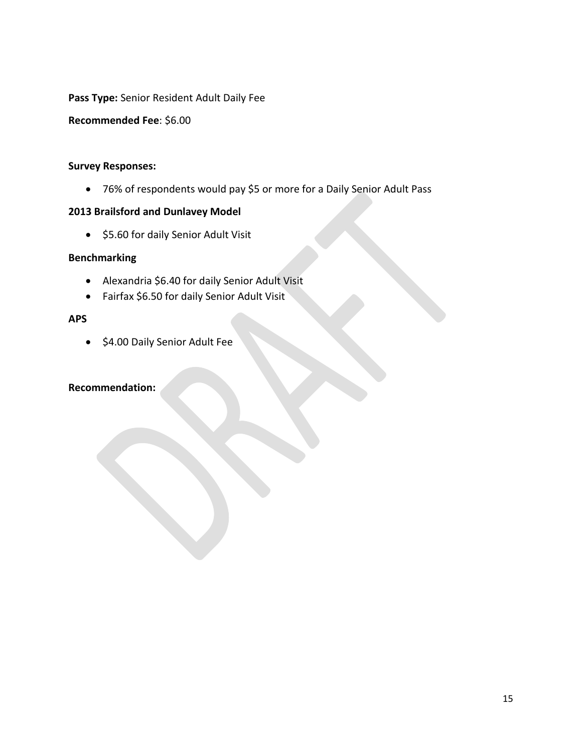**Pass Type:** Senior Resident Adult Daily Fee

**Recommended Fee**: $6.00

**Survey Responses:**

- 76% of respondents would pay $5 or more for a Daily Senior Adult Pass

**2013 Brailsford and Dunlavey Model**

- $5.60 for daily Senior Adult Visit

**Benchmarking**

- Alexandria $6.40 for daily Senior Adult Visit
- Fairfax $6.50 for daily Senior Adult Visit

**APS**

- $4.00 Daily Senior Adult Fee

**Recommendation:**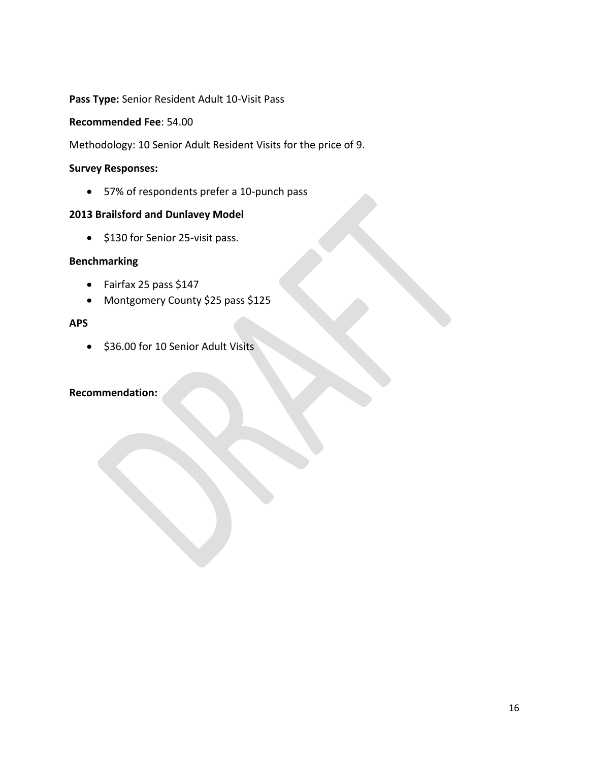**Pass Type:** Senior Resident Adult 10-Visit Pass

**Recommended Fee**: 54.00

Methodology: 10 Senior Adult Resident Visits for the price of 9.

**Survey Responses:**

- 57% of respondents prefer a 10-punch pass

**2013 Brailsford and Dunlavey Model**

- $130 for Senior 25-visit pass.

**Benchmarking**

- Fairfax 25 pass $147
- Montgomery County $25 pass $125

**APS**

- $36.00 for 10 Senior Adult Visits

**Recommendation:**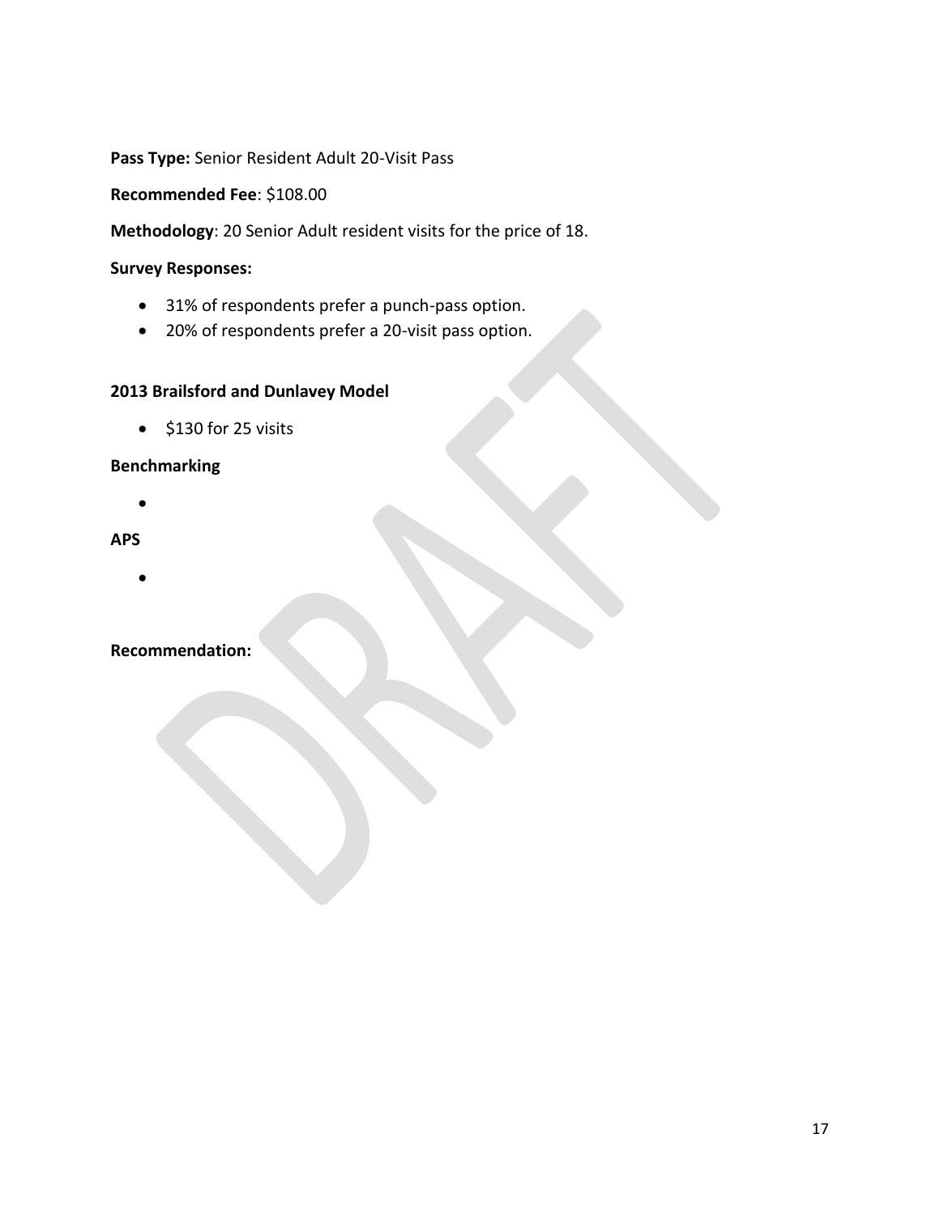**Pass Type:** Senior Resident Adult 20-Visit Pass

**Recommended Fee**: $108.00

**Methodology**: 20 Senior Adult resident visits for the price of 18.

**Survey Responses:**

- 31% of respondents prefer a punch-pass option.
- 20% of respondents prefer a 20-visit pass option.

**2013 Brailsford and Dunlavey Model**

- $130 for 25 visits

**Benchmarking**

- 

**APS**

- 

**Recommendation:**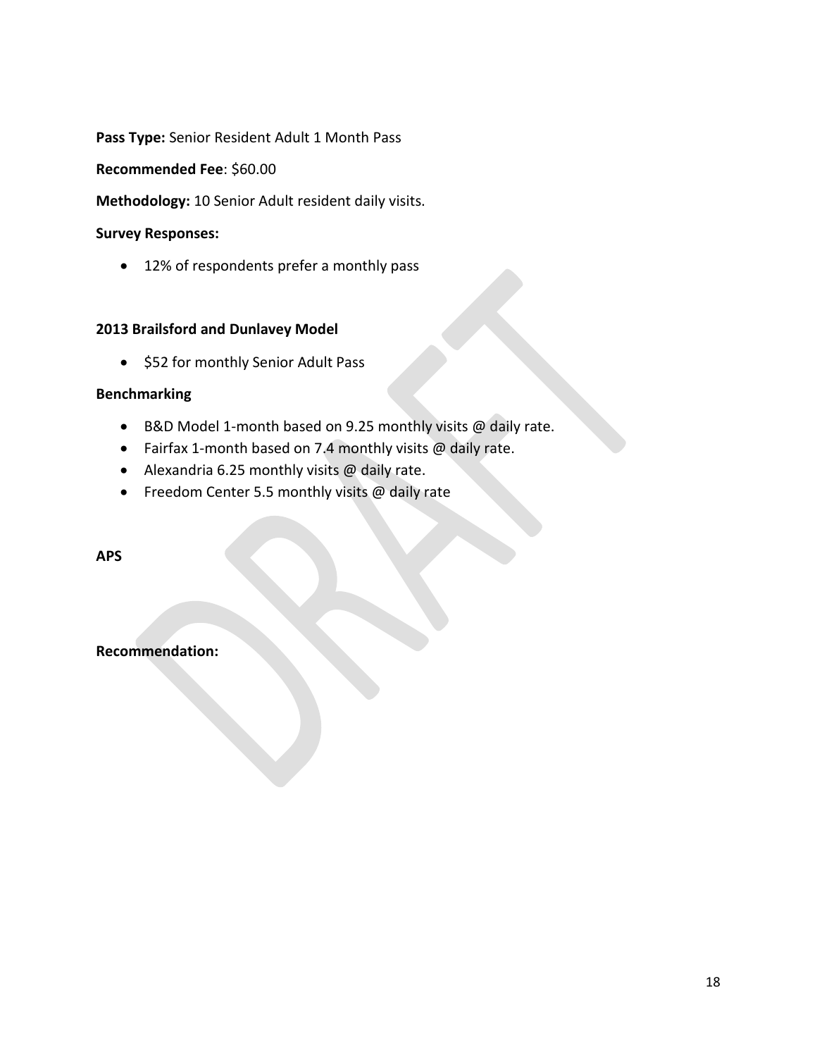**Pass Type:** Senior Resident Adult 1 Month Pass

**Recommended Fee**: $60.00

**Methodology:** 10 Senior Adult resident daily visits.

**Survey Responses:**

- 12% of respondents prefer a monthly pass

**2013 Brailsford and Dunlavey Model**

- $52 for monthly Senior Adult Pass

**Benchmarking**

- B&D Model 1-month based on 9.25 monthly visits @ daily rate.
- Fairfax 1-month based on 7.4 monthly visits @ daily rate.
- Alexandria 6.25 monthly visits @ daily rate.
- Freedom Center 5.5 monthly visits @ daily rate

**APS**

**Recommendation:**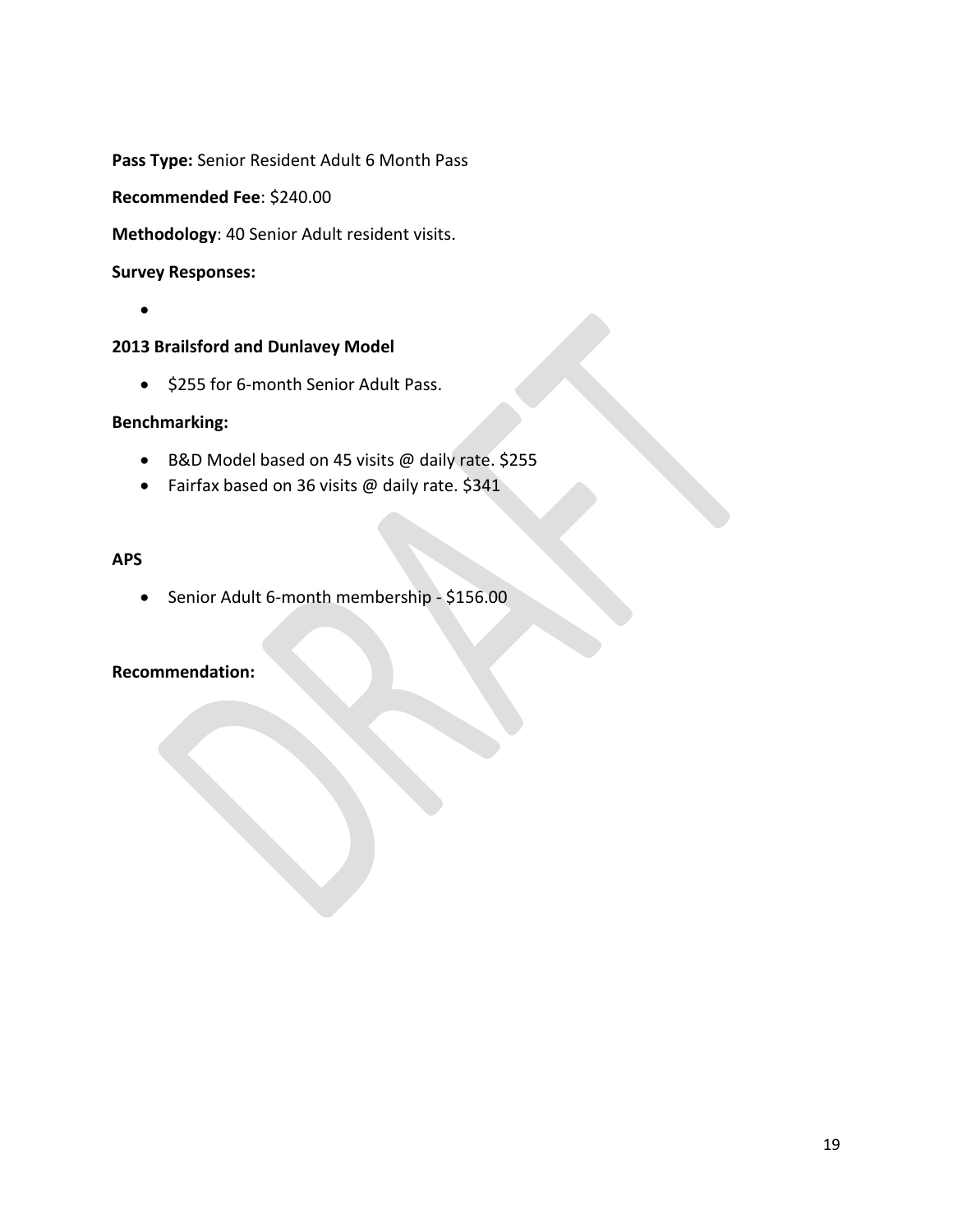**Pass Type:** Senior Resident Adult 6 Month Pass

**Recommended Fee**: $240.00

**Methodology**: 40 Senior Adult resident visits.

**Survey Responses:**

- 

**2013 Brailsford and Dunlavey Model**

- $255 for 6-month Senior Adult Pass.

**Benchmarking:**

- B&D Model based on 45 visits @ daily rate. $255
- Fairfax based on 36 visits @ daily rate. $341

**APS**

- Senior Adult 6-month membership - $156.00

**Recommendation:**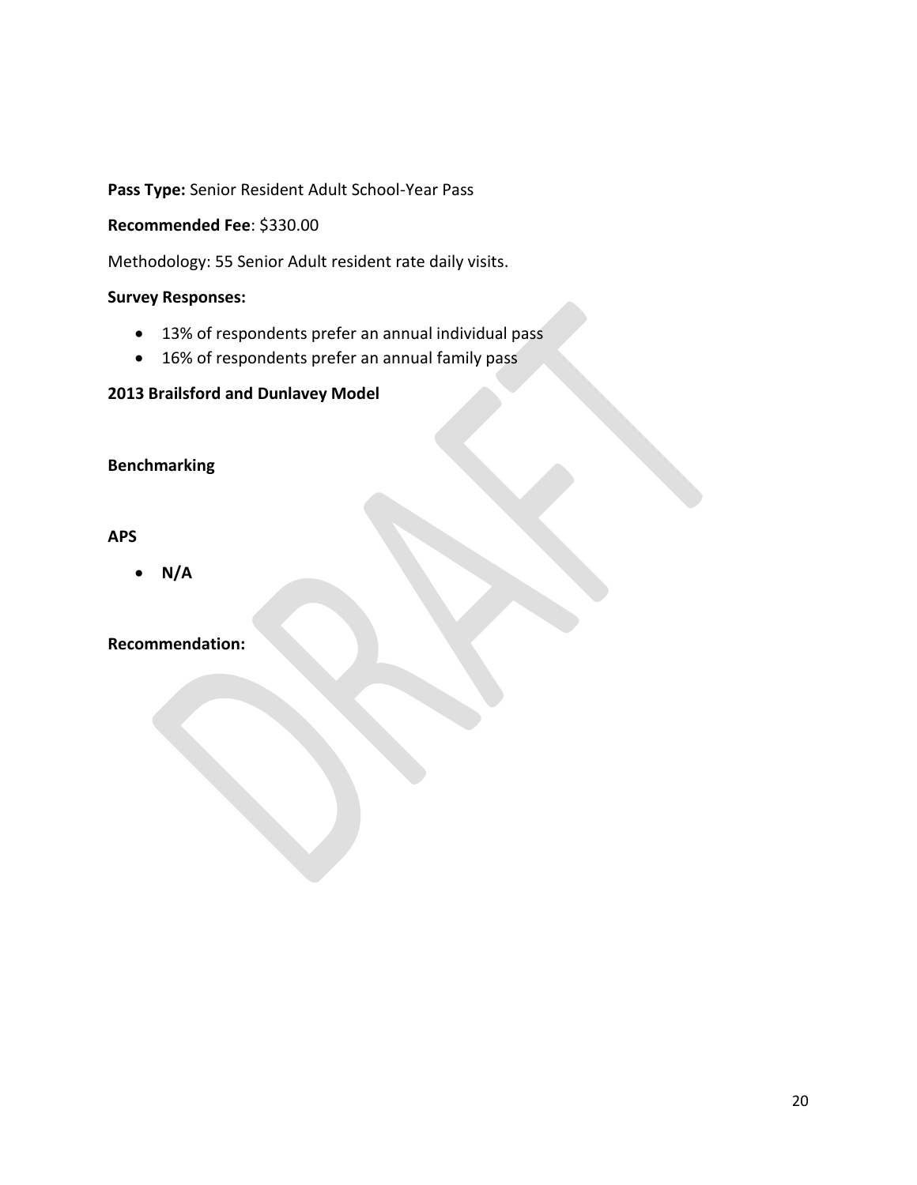**Pass Type:** Senior Resident Adult School-Year Pass

**Recommended Fee**: $330.00

Methodology: 55 Senior Adult resident rate daily visits.

**Survey Responses:**

- 13% of respondents prefer an annual individual pass
- 16% of respondents prefer an annual family pass

**2013 Brailsford and Dunlavey Model**

**Benchmarking**

**APS**

- **N/A**

**Recommendation:**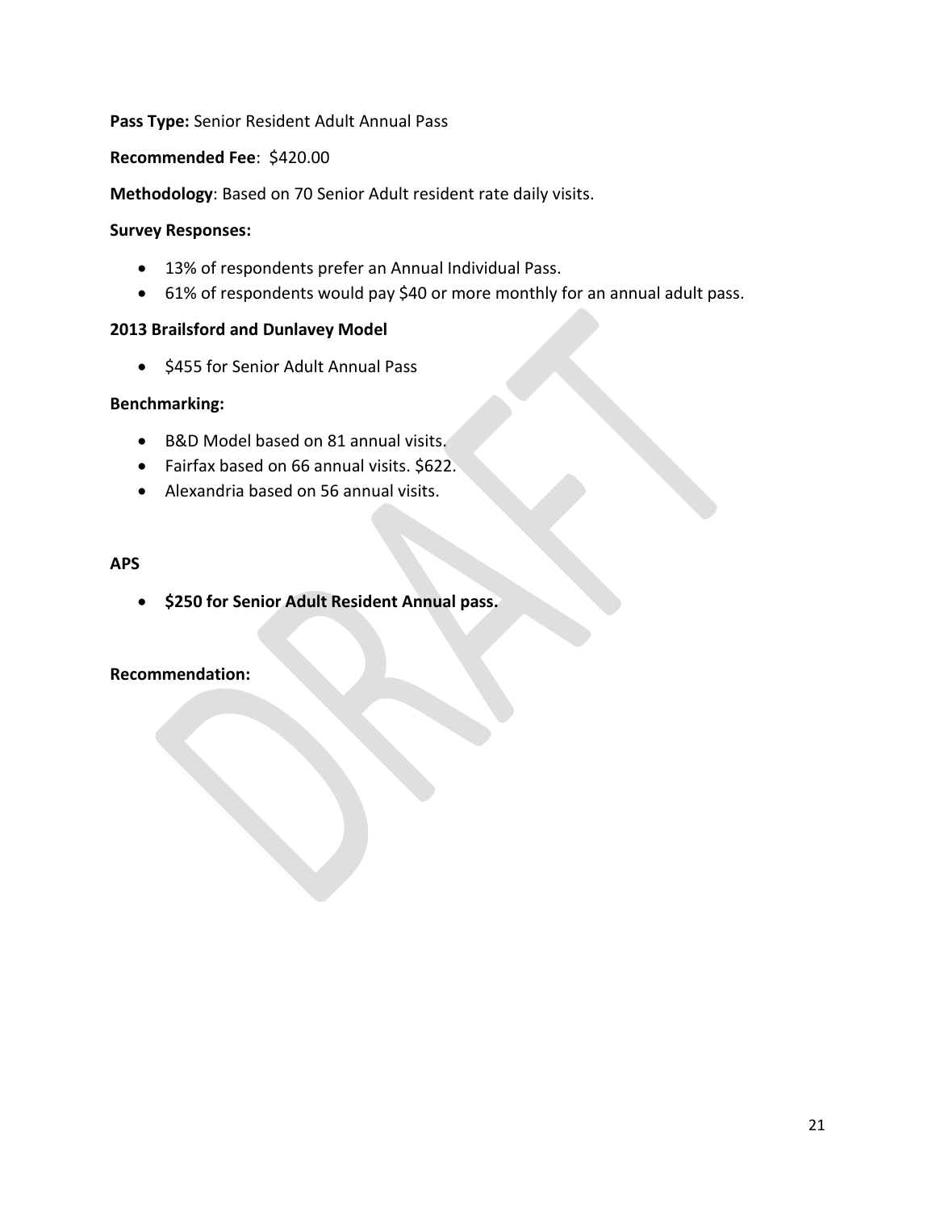**Pass Type:** Senior Resident Adult Annual Pass

**Recommended Fee**: $420.00

**Methodology**: Based on 70 Senior Adult resident rate daily visits.

**Survey Responses:**

- 13% of respondents prefer an Annual Individual Pass.
- 61% of respondents would pay $40 or more monthly for an annual adult pass.

**2013 Brailsford and Dunlavey Model**

- $455 for Senior Adult Annual Pass

**Benchmarking:**

- B&D Model based on 81 annual visits.
- Fairfax based on 66 annual visits. $622.
- Alexandria based on 56 annual visits.

**APS**

- **$250 for Senior Adult Resident Annual pass.**

**Recommendation:**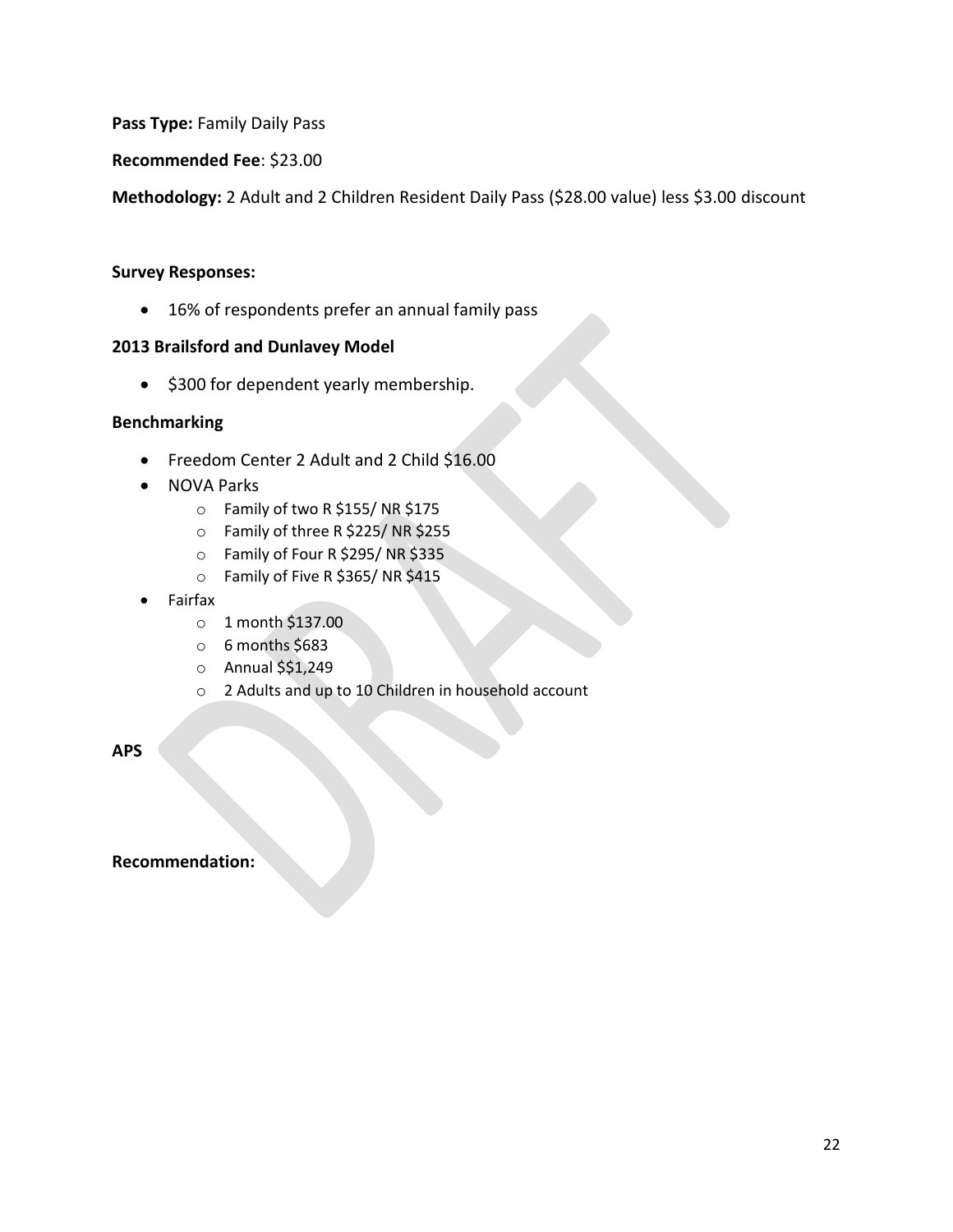**Pass Type:** Family Daily Pass

**Recommended Fee**: $23.00

**Methodology:** 2 Adult and 2 Children Resident Daily Pass ($28.00 value) less $3.00 discount

**Survey Responses:**

- 16% of respondents prefer an annual family pass

**2013 Brailsford and Dunlavey Model**

- $300 for dependent yearly membership.

**Benchmarking**

- Freedom Center 2 Adult and 2 Child $16.00
- NOVA Parks
  - Family of two R $155/ NR $175
  - Family of three R $225/ NR $255
  - Family of Four R $295/ NR $335
  - Family of Five R $365/ NR $415
- Fairfax
  - 1 month $137.00
  - 6 months $683
  - Annual $$1,249
  - 2 Adults and up to 10 Children in household account

**APS**

**Recommendation:**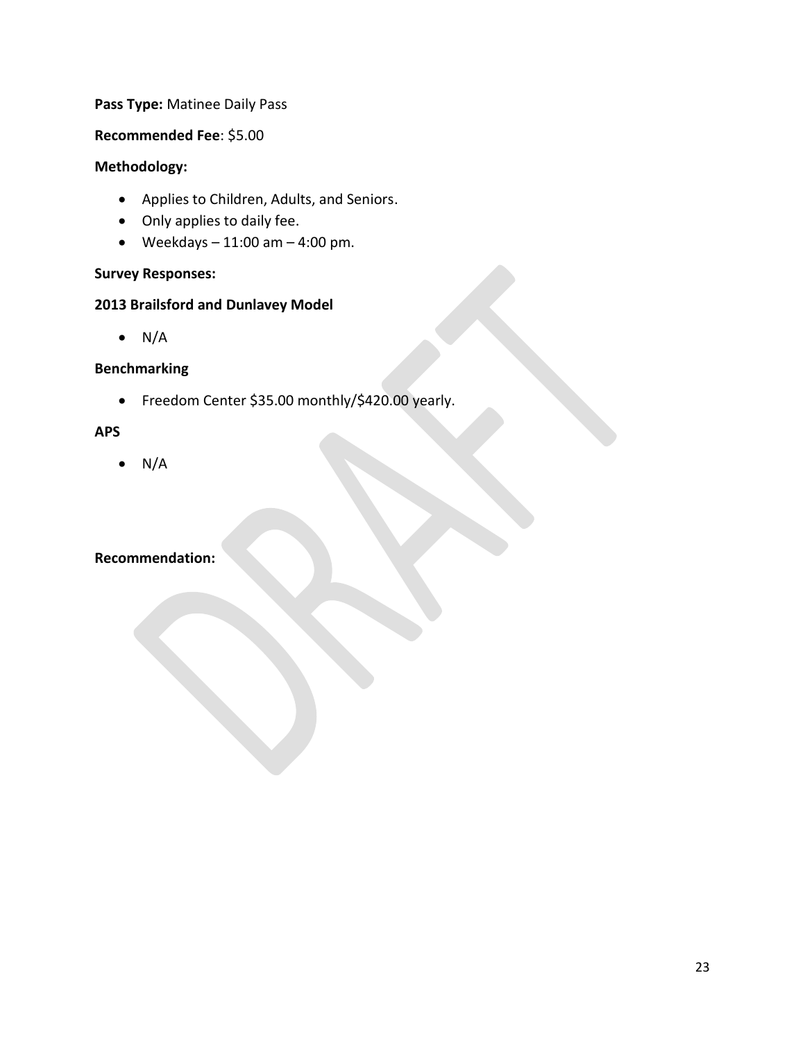**Pass Type:** Matinee Daily Pass

**Recommended Fee**: $5.00

**Methodology:**

- Applies to Children, Adults, and Seniors.
- Only applies to daily fee.
- Weekdays – 11:00 am – 4:00 pm.

**Survey Responses:**

**2013 Brailsford and Dunlavey Model**

- N/A

**Benchmarking**

- Freedom Center $35.00 monthly/$420.00 yearly.

**APS**

- N/A

**Recommendation:**